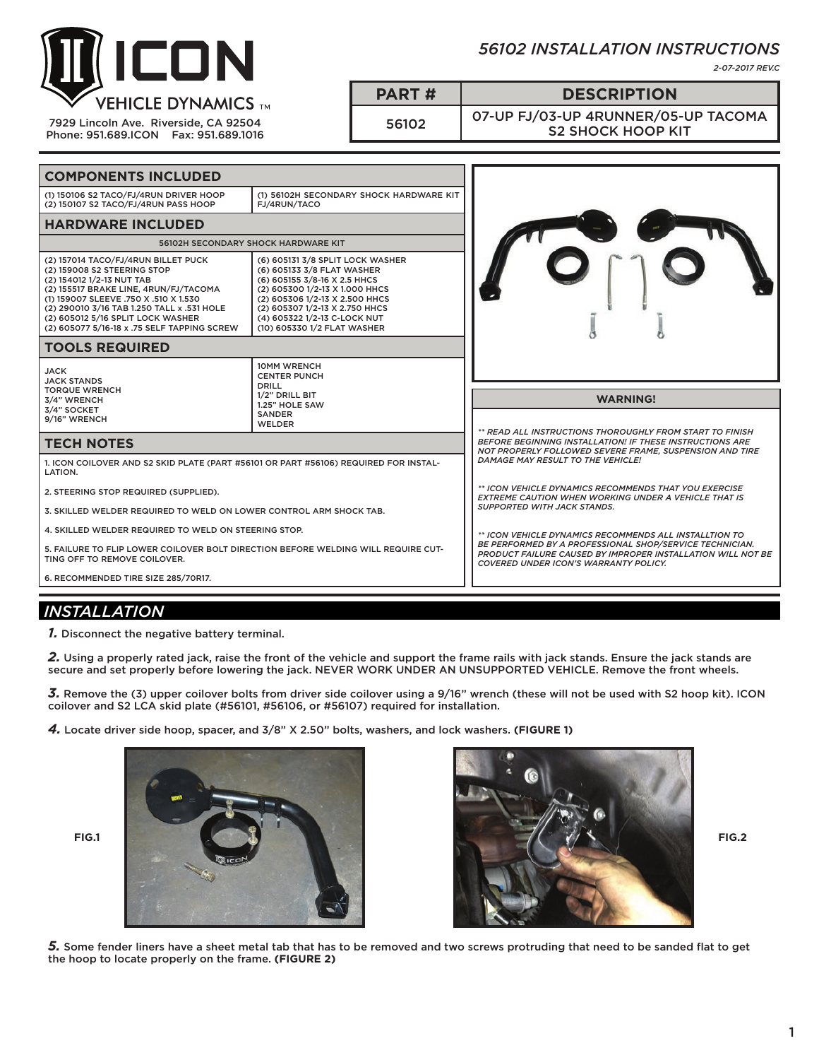# ICON VEHICLE DYNAMICS™

7929 Lincoln Ave. Riverside, CA 92504
Phone: 951.689.ICON Fax: 951.689.1016

## *56102 INSTALLATION INSTRUCTIONS*

*2-07-2017 REV.C*

| PART # | DESCRIPTION |
|---|---|
| 56102 | 07-UP FJ/03-UP 4RUNNER/05-UP TACOMA S2 SHOCK HOOP KIT |

## COMPONENTS INCLUDED

| | |
|---|---|
| (1) 150106 S2 TACO/FJ/4RUN DRIVER HOOP<br>(2) 150107 S2 TACO/FJ/4RUN PASS HOOP | (1) 56102H SECONDARY SHOCK HARDWARE KIT FJ/4RUN/TACO |

## HARDWARE INCLUDED

56102H SECONDARY SHOCK HARDWARE KIT

| | |
|---|---|
| (2) 157014 TACO/FJ/4RUN BILLET PUCK<br>(2) 159008 S2 STEERING STOP<br>(2) 154012 1/2-13 NUT TAB<br>(2) 155517 BRAKE LINE, 4RUN/FJ/TACOMA<br>(1) 159007 SLEEVE .750 X .510 X 1.530<br>(2) 290010 3/16 TAB 1.250 TALL x .531 HOLE<br>(2) 605012 5/16 SPLIT LOCK WASHER<br>(2) 605077 5/16-18 x .75 SELF TAPPING SCREW | (6) 605131 3/8 SPLIT LOCK WASHER<br>(6) 605133 3/8 FLAT WASHER<br>(6) 605155 3/8-16 X 2.5 HHCS<br>(2) 605300 1/2-13 X 1.000 HHCS<br>(2) 605306 1/2-13 X 2.500 HHCS<br>(2) 605307 1/2-13 X 2.750 HHCS<br>(4) 605322 1/2-13 C-LOCK NUT<br>(10) 605330 1/2 FLAT WASHER |

## TOOLS REQUIRED

| | |
|---|---|
| JACK<br>JACK STANDS<br>TORQUE WRENCH<br>3/4" WRENCH<br>3/4" SOCKET<br>9/16" WRENCH | 10MM WRENCH<br>CENTER PUNCH<br>DRILL<br>1/2" DRILL BIT<br>1.25" HOLE SAW<br>SANDER<br>WELDER |

## TECH NOTES

1. ICON COILOVER AND S2 SKID PLATE (PART #56101 OR PART #56106) REQUIRED FOR INSTALLATION.

2. STEERING STOP REQUIRED (SUPPLIED).

3. SKILLED WELDER REQUIRED TO WELD ON LOWER CONTROL ARM SHOCK TAB.

4. SKILLED WELDER REQUIRED TO WELD ON STEERING STOP.

5. FAILURE TO FLIP LOWER COILOVER BOLT DIRECTION BEFORE WELDING WILL REQUIRE CUTTING OFF TO REMOVE COILOVER.

6. RECOMMENDED TIRE SIZE 285/70R17.

## WARNING!

*** READ ALL INSTRUCTIONS THOROUGHLY FROM START TO FINISH BEFORE BEGINNING INSTALLATION! IF THESE INSTRUCTIONS ARE NOT PROPERLY FOLLOWED SEVERE FRAME, SUSPENSION AND TIRE DAMAGE MAY RESULT TO THE VEHICLE!*

*** ICON VEHICLE DYNAMICS RECOMMENDS THAT YOU EXERCISE EXTREME CAUTION WHEN WORKING UNDER A VEHICLE THAT IS SUPPORTED WITH JACK STANDS.*

*** ICON VEHICLE DYNAMICS RECOMMENDS ALL INSTALLTION TO BE PERFORMED BY A PROFESSIONAL SHOP/SERVICE TECHNICIAN. PRODUCT FAILURE CAUSED BY IMPROPER INSTALLATION WILL NOT BE COVERED UNDER ICON'S WARRANTY POLICY.*

## *INSTALLATION*

***1.*** Disconnect the negative battery terminal.

***2.*** Using a properly rated jack, raise the front of the vehicle and support the frame rails with jack stands. Ensure the jack stands are secure and set properly before lowering the jack. NEVER WORK UNDER AN UNSUPPORTED VEHICLE. Remove the front wheels.

***3.*** Remove the (3) upper coilover bolts from driver side coilover using a 9/16" wrench (these will not be used with S2 hoop kit). ICON coilover and S2 LCA skid plate (#56101, #56106, or #56107) required for installation.

***4.*** Locate driver side hoop, spacer, and 3/8" X 2.50" bolts, washers, and lock washers. **(FIGURE 1)**

**FIG.1**

**FIG.2**

***5.*** Some fender liners have a sheet metal tab that has to be removed and two screws protruding that need to be sanded flat to get the hoop to locate properly on the frame. **(FIGURE 2)**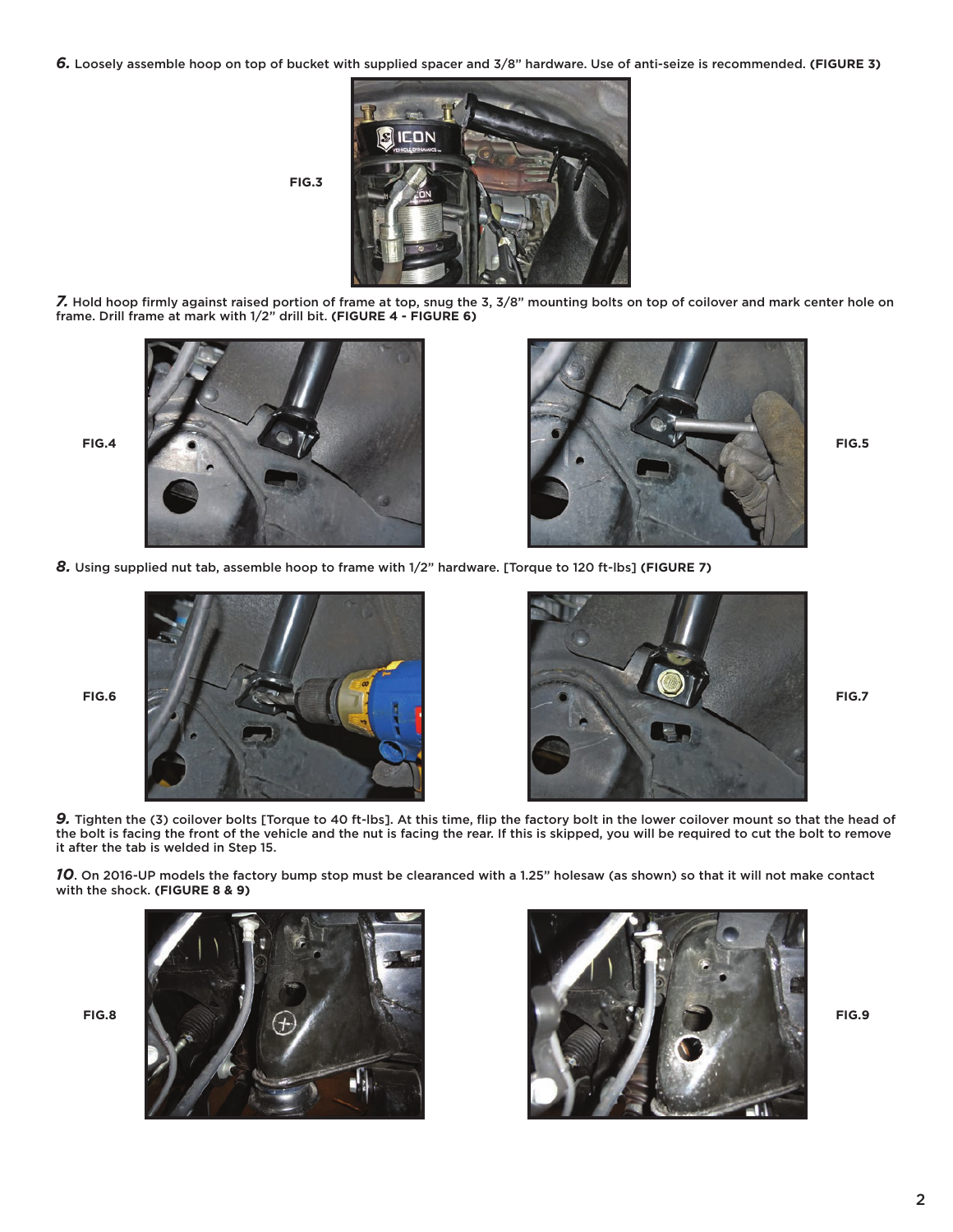***6.*** Loosely assemble hoop on top of bucket with supplied spacer and 3/8" hardware. Use of anti-seize is recommended. **(FIGURE 3)**

**FIG.3**

***7.*** Hold hoop firmly against raised portion of frame at top, snug the 3, 3/8" mounting bolts on top of coilover and mark center hole on frame. Drill frame at mark with 1/2" drill bit. **(FIGURE 4 - FIGURE 6)**

**FIG.4**

**FIG.5**

***8.*** Using supplied nut tab, assemble hoop to frame with 1/2" hardware. [Torque to 120 ft-lbs] **(FIGURE 7)**

**FIG.6**

**FIG.7**

***9.*** Tighten the (3) coilover bolts [Torque to 40 ft-lbs]. At this time, flip the factory bolt in the lower coilover mount so that the head of the bolt is facing the front of the vehicle and the nut is facing the rear. If this is skipped, you will be required to cut the bolt to remove it after the tab is welded in Step 15.

***10***. On 2016-UP models the factory bump stop must be clearanced with a 1.25" holesaw (as shown) so that it will not make contact with the shock. **(FIGURE 8 & 9)**

**FIG.8**

**FIG.9**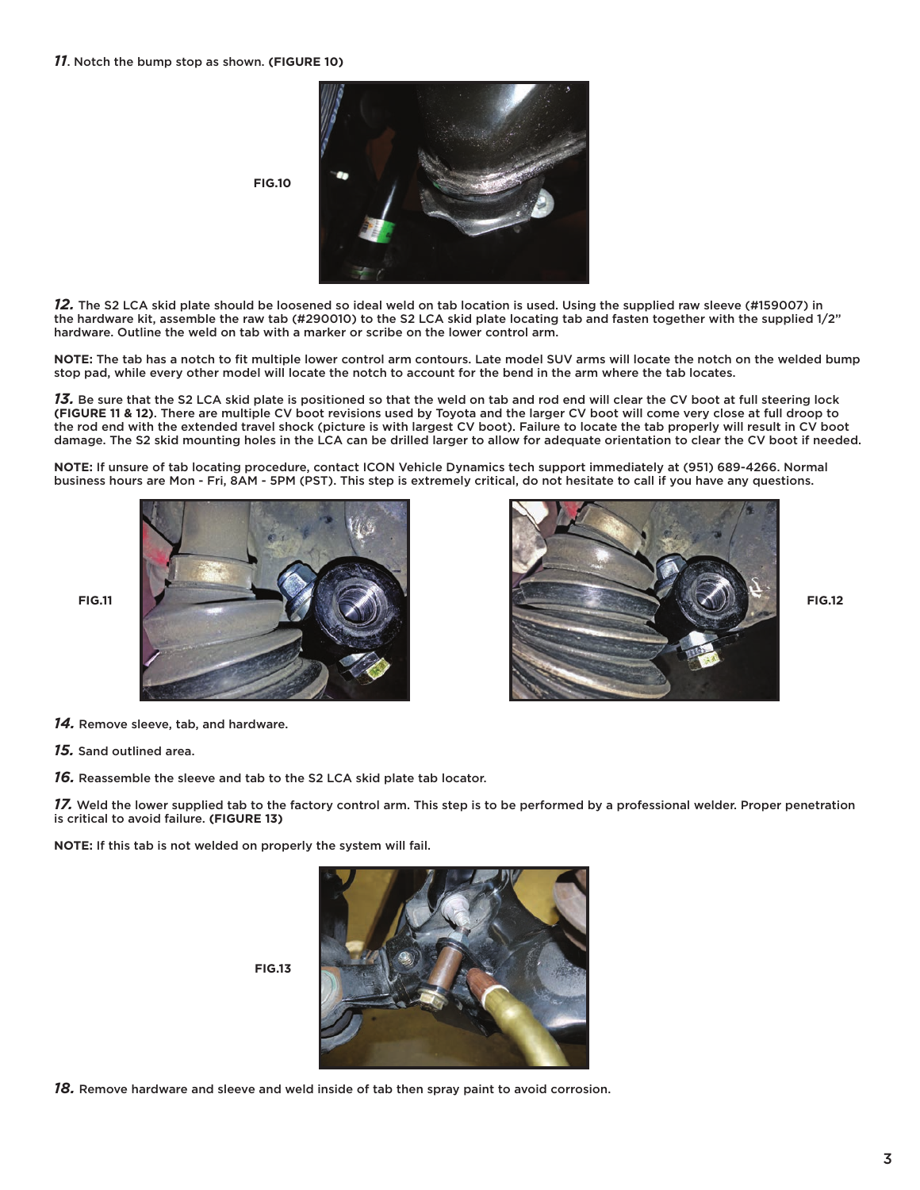***11***. Notch the bump stop as shown. **(FIGURE 10)**

**FIG.10**

***12.*** The S2 LCA skid plate should be loosened so ideal weld on tab location is used. Using the supplied raw sleeve (#159007) in the hardware kit, assemble the raw tab (#290010) to the S2 LCA skid plate locating tab and fasten together with the supplied 1/2" hardware. Outline the weld on tab with a marker or scribe on the lower control arm.

**NOTE:** The tab has a notch to fit multiple lower control arm contours. Late model SUV arms will locate the notch on the welded bump stop pad, while every other model will locate the notch to account for the bend in the arm where the tab locates.

***13.*** Be sure that the S2 LCA skid plate is positioned so that the weld on tab and rod end will clear the CV boot at full steering lock **(FIGURE 11 & 12)**. There are multiple CV boot revisions used by Toyota and the larger CV boot will come very close at full droop to the rod end with the extended travel shock (picture is with largest CV boot). Failure to locate the tab properly will result in CV boot damage. The S2 skid mounting holes in the LCA can be drilled larger to allow for adequate orientation to clear the CV boot if needed.

**NOTE:** If unsure of tab locating procedure, contact ICON Vehicle Dynamics tech support immediately at (951) 689-4266. Normal business hours are Mon - Fri, 8AM - 5PM (PST). This step is extremely critical, do not hesitate to call if you have any questions.

**FIG.11**

**FIG.12**

***14.*** Remove sleeve, tab, and hardware.

***15.*** Sand outlined area.

***16.*** Reassemble the sleeve and tab to the S2 LCA skid plate tab locator.

***17.*** Weld the lower supplied tab to the factory control arm. This step is to be performed by a professional welder. Proper penetration is critical to avoid failure. **(FIGURE 13)**

**NOTE:** If this tab is not welded on properly the system will fail.

**FIG.13**

***18.*** Remove hardware and sleeve and weld inside of tab then spray paint to avoid corrosion.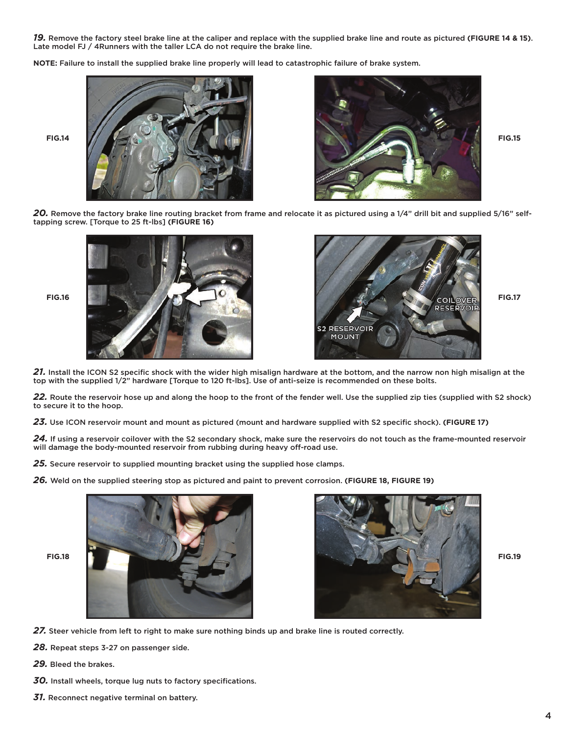***19.*** Remove the factory steel brake line at the caliper and replace with the supplied brake line and route as pictured **(FIGURE 14 & 15)**. Late model FJ / 4Runners with the taller LCA do not require the brake line.

**NOTE:** Failure to install the supplied brake line properly will lead to catastrophic failure of brake system.

FIG.14

FIG.15

***20.*** Remove the factory brake line routing bracket from frame and relocate it as pictured using a 1/4" drill bit and supplied 5/16" self-tapping screw. [Torque to 25 ft-lbs] **(FIGURE 16)**

FIG.16

FIG.17

***21.*** Install the ICON S2 specific shock with the wider high misalign hardware at the bottom, and the narrow non high misalign at the top with the supplied 1/2" hardware [Torque to 120 ft-lbs]. Use of anti-seize is recommended on these bolts.

***22.*** Route the reservoir hose up and along the hoop to the front of the fender well. Use the supplied zip ties (supplied with S2 shock) to secure it to the hoop.

***23.*** Use ICON reservoir mount and mount as pictured (mount and hardware supplied with S2 specific shock). **(FIGURE 17)**

***24.*** If using a reservoir coilover with the S2 secondary shock, make sure the reservoirs do not touch as the frame-mounted reservoir will damage the body-mounted reservoir from rubbing during heavy off-road use.

***25.*** Secure reservoir to supplied mounting bracket using the supplied hose clamps.

***26.*** Weld on the supplied steering stop as pictured and paint to prevent corrosion. **(FIGURE 18, FIGURE 19)**

FIG.18

FIG.19

***27.*** Steer vehicle from left to right to make sure nothing binds up and brake line is routed correctly.

***28.*** Repeat steps 3-27 on passenger side.

***29.*** Bleed the brakes.

***30.*** Install wheels, torque lug nuts to factory specifications.

***31.*** Reconnect negative terminal on battery.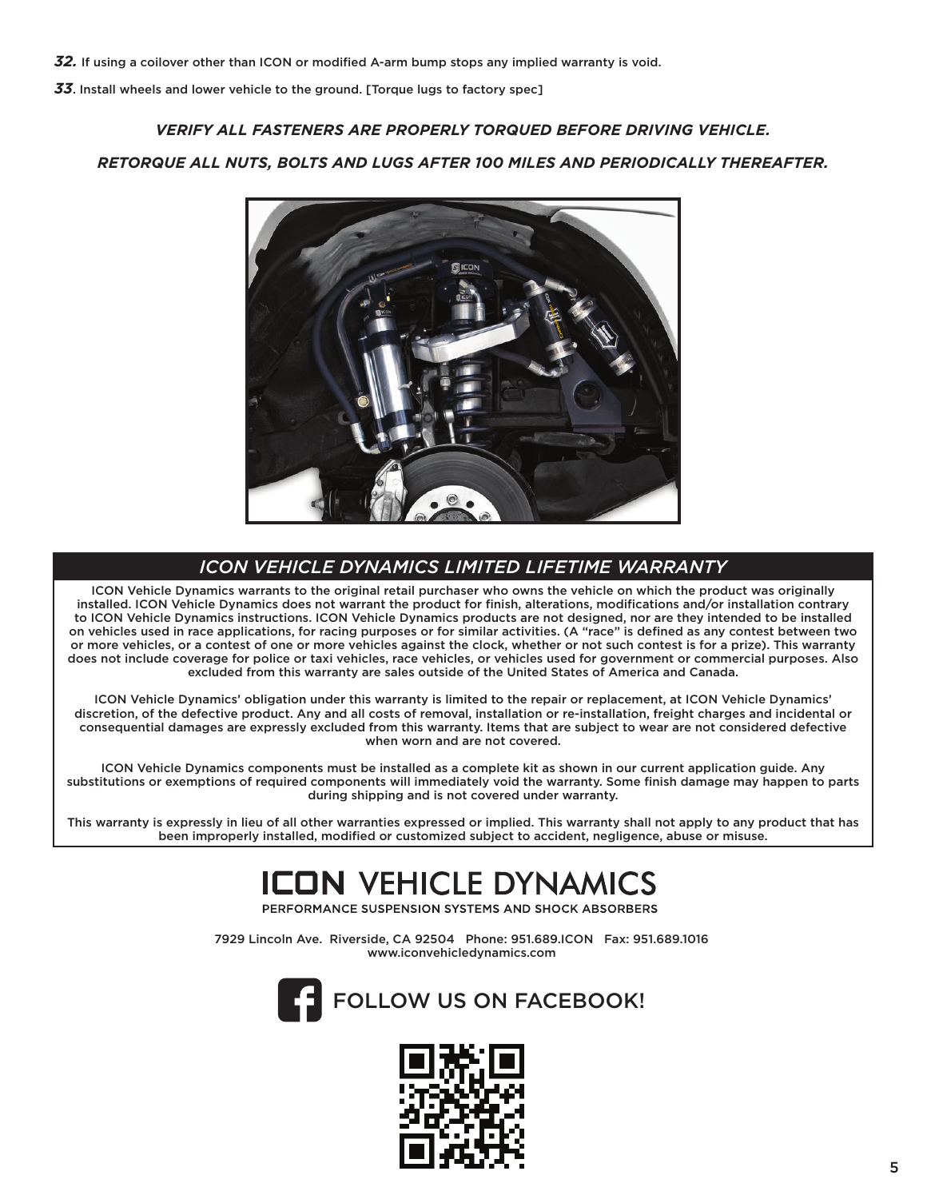**32.** If using a coilover other than ICON or modified A-arm bump stops any implied warranty is void.

**33**. Install wheels and lower vehicle to the ground. [Torque lugs to factory spec]

***VERIFY ALL FASTENERS ARE PROPERLY TORQUED BEFORE DRIVING VEHICLE.***

***RETORQUE ALL NUTS, BOLTS AND LUGS AFTER 100 MILES AND PERIODICALLY THEREAFTER.***

## *ICON VEHICLE DYNAMICS LIMITED LIFETIME WARRANTY*

ICON Vehicle Dynamics warrants to the original retail purchaser who owns the vehicle on which the product was originally installed. ICON Vehicle Dynamics does not warrant the product for finish, alterations, modifications and/or installation contrary to ICON Vehicle Dynamics instructions. ICON Vehicle Dynamics products are not designed, nor are they intended to be installed on vehicles used in race applications, for racing purposes or for similar activities. (A "race" is defined as any contest between two or more vehicles, or a contest of one or more vehicles against the clock, whether or not such contest is for a prize). This warranty does not include coverage for police or taxi vehicles, race vehicles, or vehicles used for government or commercial purposes. Also excluded from this warranty are sales outside of the United States of America and Canada.

ICON Vehicle Dynamics' obligation under this warranty is limited to the repair or replacement, at ICON Vehicle Dynamics' discretion, of the defective product. Any and all costs of removal, installation or re-installation, freight charges and incidental or consequential damages are expressly excluded from this warranty. Items that are subject to wear are not considered defective when worn and are not covered.

ICON Vehicle Dynamics components must be installed as a complete kit as shown in our current application guide. Any substitutions or exemptions of required components will immediately void the warranty. Some finish damage may happen to parts during shipping and is not covered under warranty.

This warranty is expressly in lieu of all other warranties expressed or implied. This warranty shall not apply to any product that has been improperly installed, modified or customized subject to accident, negligence, abuse or misuse.

# ICON VEHICLE DYNAMICS

PERFORMANCE SUSPENSION SYSTEMS AND SHOCK ABSORBERS

7929 Lincoln Ave. Riverside, CA 92504 Phone: 951.689.ICON Fax: 951.689.1016
www.iconvehicledynamics.com

FOLLOW US ON FACEBOOK!